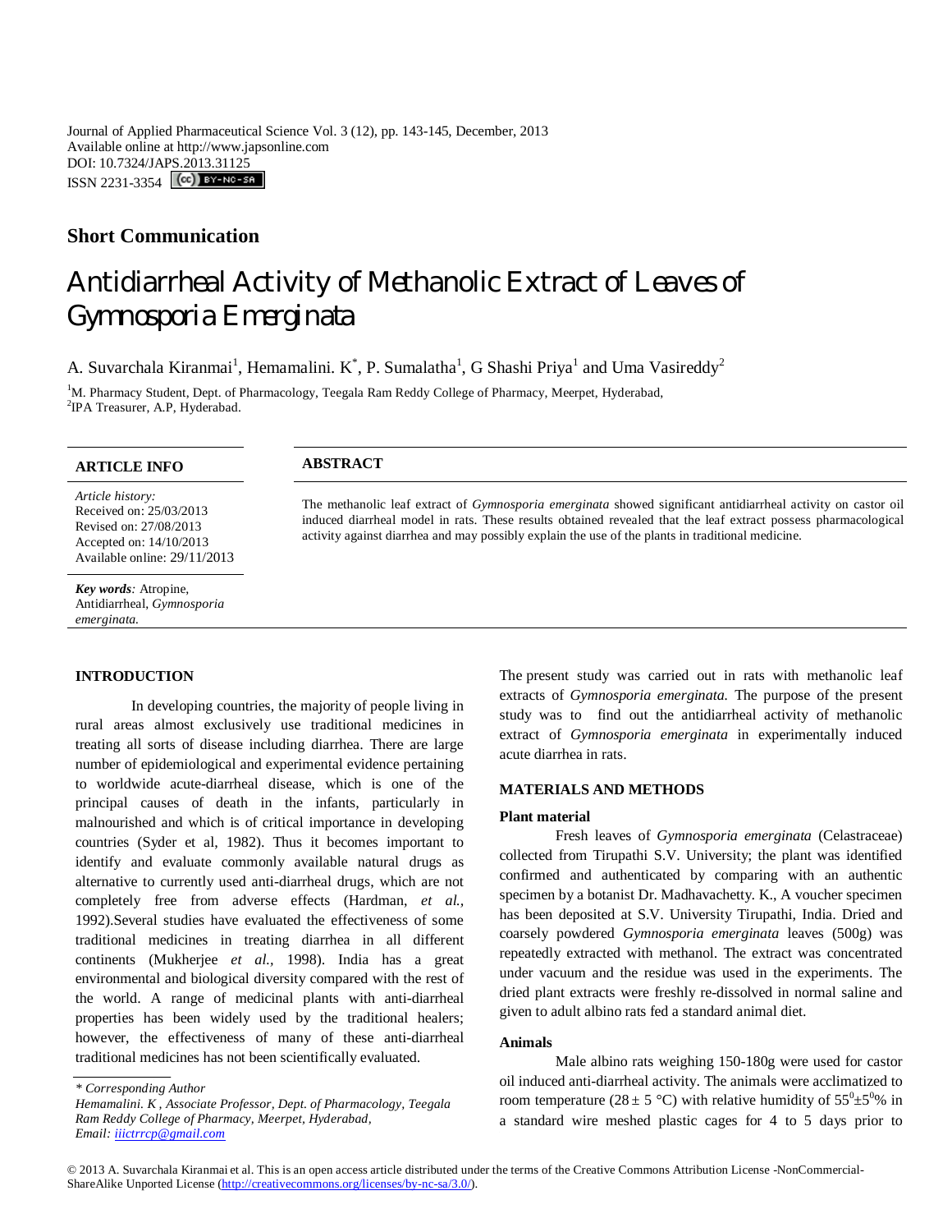Journal of Applied Pharmaceutical Science Vol. 3 (12), pp. 143-145, December, 2013
Available online at http://www.japsonline.com
DOI: 10.7324/JAPS.2013.31125
ISSN 2231-3354

## Short Communication

# Antidiarrheal Activity of Methanolic Extract of Leaves of Gymnosporia Emerginata

A. Suvarchala Kiranmai[1], Hemamalini. K[*], P. Sumalatha[1], G Shashi Priya[1] and Uma Vasireddy[2]

[1]M. Pharmacy Student, Dept. of Pharmacology, Teegala Ram Reddy College of Pharmacy, Meerpet, Hyderabad,
[2]IPA Treasurer, A.P, Hyderabad.

### ARTICLE INFO

*Article history:*
Received on: 25/03/2013
Revised on: 27/08/2013
Accepted on: 14/10/2013
Available online: 29/11/2013

***Key words**:* Atropine, Antidiarrheal, *Gymnosporia emerginata.*

### ABSTRACT

The methanolic leaf extract of *Gymnosporia emerginata* showed significant antidiarrheal activity on castor oil induced diarrheal model in rats. These results obtained revealed that the leaf extract possess pharmacological activity against diarrhea and may possibly explain the use of the plants in traditional medicine.

### INTRODUCTION

In developing countries, the majority of people living in rural areas almost exclusively use traditional medicines in treating all sorts of disease including diarrhea. There are large number of epidemiological and experimental evidence pertaining to worldwide acute-diarrheal disease, which is one of the principal causes of death in the infants, particularly in malnourished and which is of critical importance in developing countries (Syder et al, 1982). Thus it becomes important to identify and evaluate commonly available natural drugs as alternative to currently used anti-diarrheal drugs, which are not completely free from adverse effects (Hardman, *et al.,* 1992).Several studies have evaluated the effectiveness of some traditional medicines in treating diarrhea in all different continents (Mukherjee *et al.,* 1998). India has a great environmental and biological diversity compared with the rest of the world. A range of medicinal plants with anti-diarrheal properties has been widely used by the traditional healers; however, the effectiveness of many of these anti-diarrheal traditional medicines has not been scientifically evaluated.

The present study was carried out in rats with methanolic leaf extracts of *Gymnosporia emerginata.* The purpose of the present study was to find out the antidiarrheal activity of methanolic extract of *Gymnosporia emerginata* in experimentally induced acute diarrhea in rats.

### MATERIALS AND METHODS

#### Plant material

Fresh leaves of *Gymnosporia emerginata* (Celastraceae) collected from Tirupathi S.V. University; the plant was identified confirmed and authenticated by comparing with an authentic specimen by a botanist Dr. Madhavachetty. K., A voucher specimen has been deposited at S.V. University Tirupathi, India. Dried and coarsely powdered *Gymnosporia emerginata* leaves (500g) was repeatedly extracted with methanol. The extract was concentrated under vacuum and the residue was used in the experiments. The dried plant extracts were freshly re-dissolved in normal saline and given to adult albino rats fed a standard animal diet.

#### Animals

Male albino rats weighing 150-180g were used for castor oil induced anti-diarrheal activity. The animals were acclimatized to room temperature ($28 \pm 5$ °C) with relative humidity of $55^0 \pm 5^0$% in a standard wire meshed plastic cages for 4 to 5 days prior to

\* *Corresponding Author*
*Hemamalini. K , Associate Professor, Dept. of Pharmacology, Teegala Ram Reddy College of Pharmacy, Meerpet, Hyderabad, Email: iiictrrcp@gmail.com*

© 2013 A. Suvarchala Kiranmai et al. This is an open access article distributed under the terms of the Creative Commons Attribution License -NonCommercial-ShareAlike Unported License (http://creativecommons.org/licenses/by-nc-sa/3.0/).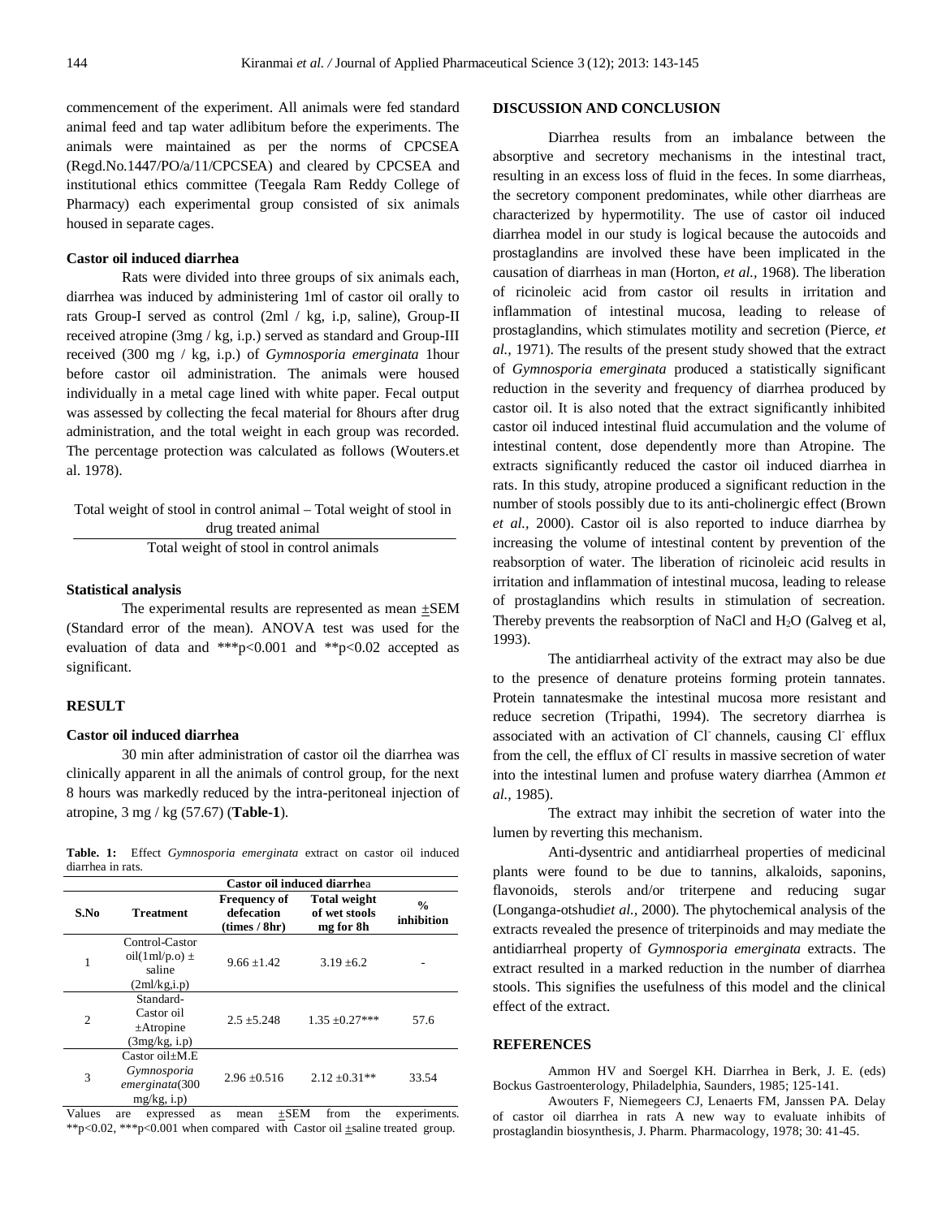commencement of the experiment. All animals were fed standard animal feed and tap water adlibitum before the experiments. The animals were maintained as per the norms of CPCSEA (Regd.No.1447/PO/a/11/CPCSEA) and cleared by CPCSEA and institutional ethics committee (Teegala Ram Reddy College of Pharmacy) each experimental group consisted of six animals housed in separate cages.

### Castor oil induced diarrhea

Rats were divided into three groups of six animals each, diarrhea was induced by administering 1ml of castor oil orally to rats Group-I served as control (2ml / kg, i.p, saline), Group-II received atropine (3mg / kg, i.p.) served as standard and Group-III received (300 mg / kg, i.p.) of *Gymnosporia emerginata* 1hour before castor oil administration. The animals were housed individually in a metal cage lined with white paper. Fecal output was assessed by collecting the fecal material for 8hours after drug administration, and the total weight in each group was recorded. The percentage protection was calculated as follows (Wouters.et al. 1978).

$$\frac{\text{Total weight of stool in control animal – Total weight of stool in drug treated animal}}{\text{Total weight of stool in control animals}}$$

### Statistical analysis

The experimental results are represented as mean $\pm$SEM (Standard error of the mean). ANOVA test was used for the evaluation of data and ***p<0.001 and **p<0.02 accepted as significant.

## RESULT

### Castor oil induced diarrhea

30 min after administration of castor oil the diarrhea was clinically apparent in all the animals of control group, for the next 8 hours was markedly reduced by the intra-peritoneal injection of atropine, 3 mg / kg (57.67) (**Table-1**).

**Table. 1:** Effect *Gymnosporia emerginata* extract on castor oil induced diarrhea in rats.

| S.No | Treatment | Castor oil induced diarrhea: Frequency of defecation (times / 8hr) | Total weight of wet stools mg for 8h | % inhibition |
|---|---|---|---|---|
| 1 | Control-Castor oil(1ml/p.o) ± saline (2ml/kg,i.p) | 9.66 ±1.42 | 3.19 ±6.2 | - |
| 2 | Standard-Castor oil ±Atropine (3mg/kg, i.p) | 2.5 ±5.248 | 1.35 ±0.27*** | 57.6 |
| 3 | Castor oil±M.E *Gymnosporia emerginata*(300 mg/kg, i.p) | 2.96 ±0.516 | 2.12 ±0.31** | 33.54 |

Values are expressed as mean ±SEM from the experiments. **p<0.02, ***p<0.001 when compared with Castor oil ±saline treated group.

## DISCUSSION AND CONCLUSION

Diarrhea results from an imbalance between the absorptive and secretory mechanisms in the intestinal tract, resulting in an excess loss of fluid in the feces. In some diarrheas, the secretory component predominates, while other diarrheas are characterized by hypermotility. The use of castor oil induced diarrhea model in our study is logical because the autocoids and prostaglandins are involved these have been implicated in the causation of diarrheas in man (Horton, *et al.*, 1968). The liberation of ricinoleic acid from castor oil results in irritation and inflammation of intestinal mucosa, leading to release of prostaglandins, which stimulates motility and secretion (Pierce, *et al.*, 1971). The results of the present study showed that the extract of *Gymnosporia emerginata* produced a statistically significant reduction in the severity and frequency of diarrhea produced by castor oil. It is also noted that the extract significantly inhibited castor oil induced intestinal fluid accumulation and the volume of intestinal content, dose dependently more than Atropine. The extracts significantly reduced the castor oil induced diarrhea in rats. In this study, atropine produced a significant reduction in the number of stools possibly due to its anti-cholinergic effect (Brown *et al.*, 2000). Castor oil is also reported to induce diarrhea by increasing the volume of intestinal content by prevention of the reabsorption of water. The liberation of ricinoleic acid results in irritation and inflammation of intestinal mucosa, leading to release of prostaglandins which results in stimulation of secreation. Thereby prevents the reabsorption of NaCl and $H_2O$ (Galveg et al, 1993).

The antidiarrheal activity of the extract may also be due to the presence of denature proteins forming protein tannates. Protein tannatesmake the intestinal mucosa more resistant and reduce secretion (Tripathi, 1994). The secretory diarrhea is associated with an activation of $Cl^-$ channels, causing $Cl^-$ efflux from the cell, the efflux of $Cl^-$ results in massive secretion of water into the intestinal lumen and profuse watery diarrhea (Ammon *et al.*, 1985).

The extract may inhibit the secretion of water into the lumen by reverting this mechanism.

Anti-dysentric and antidiarrheal properties of medicinal plants were found to be due to tannins, alkaloids, saponins, flavonoids, sterols and/or triterpene and reducing sugar (Longanga-otshudi*et al.*, 2000). The phytochemical analysis of the extracts revealed the presence of triterpinoids and may mediate the antidiarrheal property of *Gymnosporia emerginata* extracts. The extract resulted in a marked reduction in the number of diarrhea stools. This signifies the usefulness of this model and the clinical effect of the extract.

## REFERENCES

Ammon HV and Soergel KH. Diarrhea in Berk, J. E. (eds) Bockus Gastroenterology, Philadelphia, Saunders, 1985; 125-141.

Awouters F, Niemegeers CJ, Lenaerts FM, Janssen PA. Delay of castor oil diarrhea in rats A new way to evaluate inhibits of prostaglandin biosynthesis, J. Pharm. Pharmacology, 1978; 30: 41-45.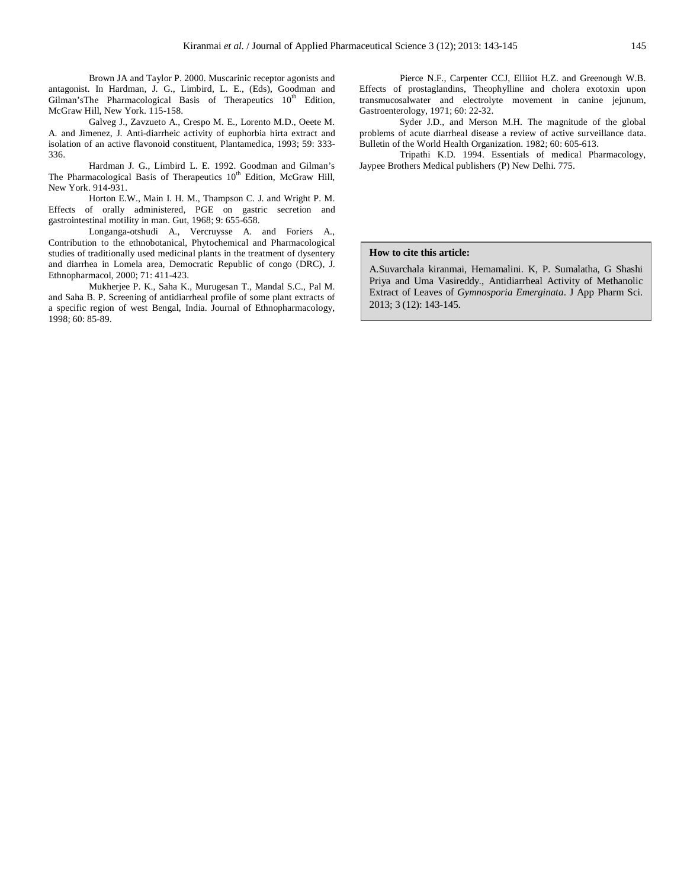Brown JA and Taylor P. 2000. Muscarinic receptor agonists and antagonist. In Hardman, J. G., Limbird, L. E., (Eds), Goodman and Gilman'sThe Pharmacological Basis of Therapeutics 10th Edition, McGraw Hill, New York. 115-158.

Galveg J., Zavzueto A., Crespo M. E., Lorento M.D., Oeete M. A. and Jimenez, J. Anti-diarrheic activity of euphorbia hirta extract and isolation of an active flavonoid constituent, Plantamedica, 1993; 59: 333-336.

Hardman J. G., Limbird L. E. 1992. Goodman and Gilman's The Pharmacological Basis of Therapeutics 10th Edition, McGraw Hill, New York. 914-931.

Horton E.W., Main I. H. M., Thampson C. J. and Wright P. M. Effects of orally administered, PGE on gastric secretion and gastrointestinal motility in man. Gut, 1968; 9: 655-658.

Longanga-otshudi A., Vercruysse A. and Foriers A., Contribution to the ethnobotanical, Phytochemical and Pharmacological studies of traditionally used medicinal plants in the treatment of dysentery and diarrhea in Lomela area, Democratic Republic of congo (DRC), J. Ethnopharmacol, 2000; 71: 411-423.

Mukherjee P. K., Saha K., Murugesan T., Mandal S.C., Pal M. and Saha B. P. Screening of antidiarrheal profile of some plant extracts of a specific region of west Bengal, India. Journal of Ethnopharmacology, 1998; 60: 85-89.

Pierce N.F., Carpenter CCJ, Elliiot H.Z. and Greenough W.B. Effects of prostaglandins, Theophylline and cholera exotoxin upon transmucosalwater and electrolyte movement in canine jejunum, Gastroenterology, 1971; 60: 22-32.

Syder J.D., and Merson M.H. The magnitude of the global problems of acute diarrheal disease a review of active surveillance data. Bulletin of the World Health Organization. 1982; 60: 605-613.

Tripathi K.D. 1994. Essentials of medical Pharmacology, Jaypee Brothers Medical publishers (P) New Delhi. 775.

**How to cite this article:**

A.Suvarchala kiranmai, Hemamalini. K, P. Sumalatha, G Shashi Priya and Uma Vasireddy., Antidiarrheal Activity of Methanolic Extract of Leaves of *Gymnosporia Emerginata*. J App Pharm Sci. 2013; 3 (12): 143-145.